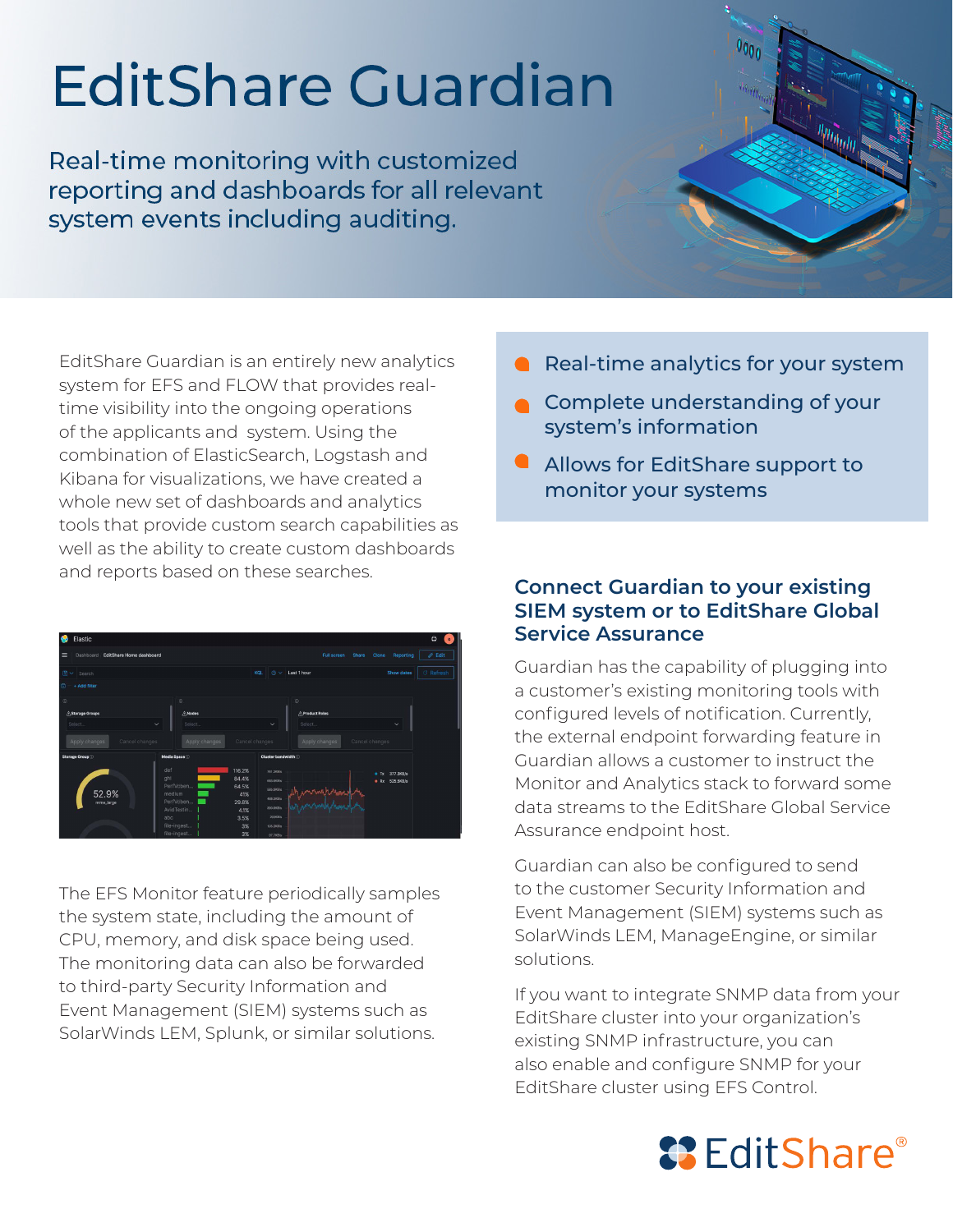# EditShare Guardian

## Real-time monitoring with customized reporting and dashboards for all relevant system events including auditing.

EditShare Guardian is an entirely new analytics system for EFS and FLOW that provides real-time visibility into the ongoing operations of the applicants and system. Using the combination of ElasticSearch, Logstash and Kibana for visualizations, we have created a whole new set of dashboards and analytics tools that provide custom search capabilities as well as the ability to create custom dashboards and reports based on these searches.

The EFS Monitor feature periodically samples the system state, including the amount of CPU, memory, and disk space being used. The monitoring data can also be forwarded to third-party Security Information and Event Management (SIEM) systems such as SolarWinds LEM, Splunk, or similar solutions.

- Real-time analytics for your system
- Complete understanding of your system's information
- Allows for EditShare support to monitor your systems

### Connect Guardian to your existing SIEM system or to EditShare Global Service Assurance

Guardian has the capability of plugging into a customer's existing monitoring tools with configured levels of notification. Currently, the external endpoint forwarding feature in Guardian allows a customer to instruct the Monitor and Analytics stack to forward some data streams to the EditShare Global Service Assurance endpoint host.

Guardian can also be configured to send to the customer Security Information and Event Management (SIEM) systems such as SolarWinds LEM, ManageEngine, or similar solutions.

If you want to integrate SNMP data from your EditShare cluster into your organization's existing SNMP infrastructure, you can also enable and configure SNMP for your EditShare cluster using EFS Control.

EditShare®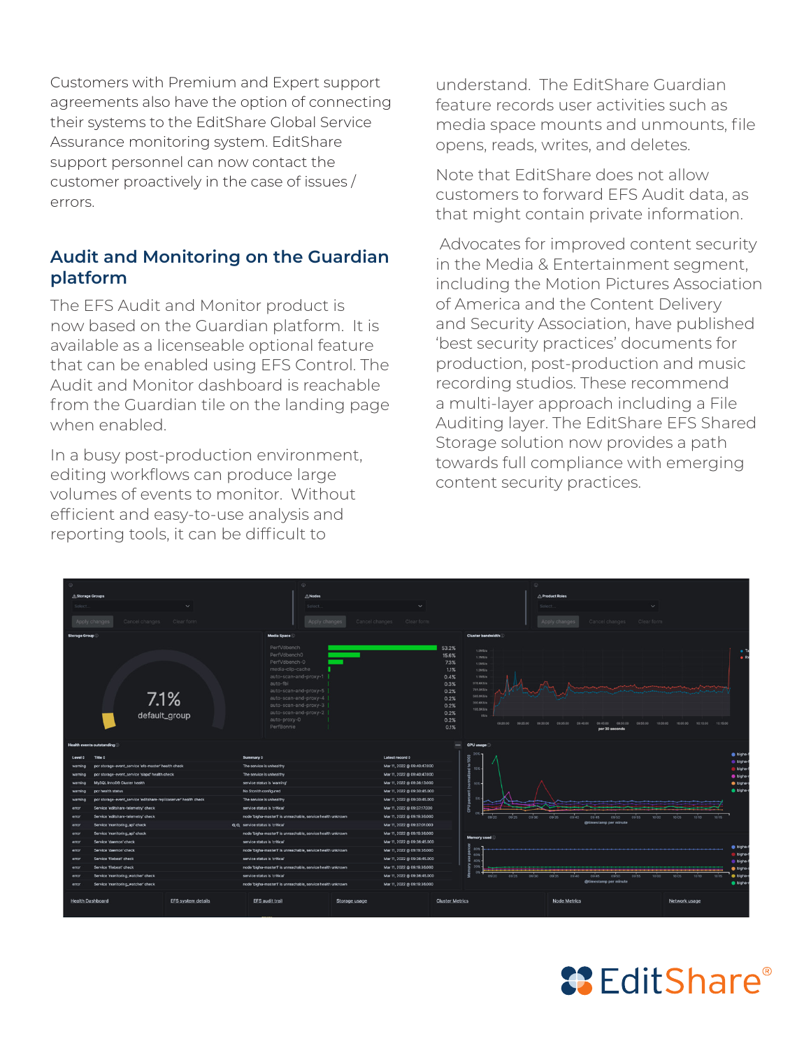Customers with Premium and Expert support agreements also have the option of connecting their systems to the EditShare Global Service Assurance monitoring system. EditShare support personnel can now contact the customer proactively in the case of issues / errors.

## Audit and Monitoring on the Guardian platform

The EFS Audit and Monitor product is now based on the Guardian platform. It is available as a licenseable optional feature that can be enabled using EFS Control. The Audit and Monitor dashboard is reachable from the Guardian tile on the landing page when enabled.

In a busy post-production environment, editing workflows can produce large volumes of events to monitor. Without efficient and easy-to-use analysis and reporting tools, it can be difficult to understand. The EditShare Guardian feature records user activities such as media space mounts and unmounts, file opens, reads, writes, and deletes.

Note that EditShare does not allow customers to forward EFS Audit data, as that might contain private information.

Advocates for improved content security in the Media & Entertainment segment, including the Motion Pictures Association of America and the Content Delivery and Security Association, have published 'best security practices' documents for production, post-production and music recording studios. These recommend a multi-layer approach including a File Auditing layer. The EditShare EFS Shared Storage solution now provides a path towards full compliance with emerging content security practices.